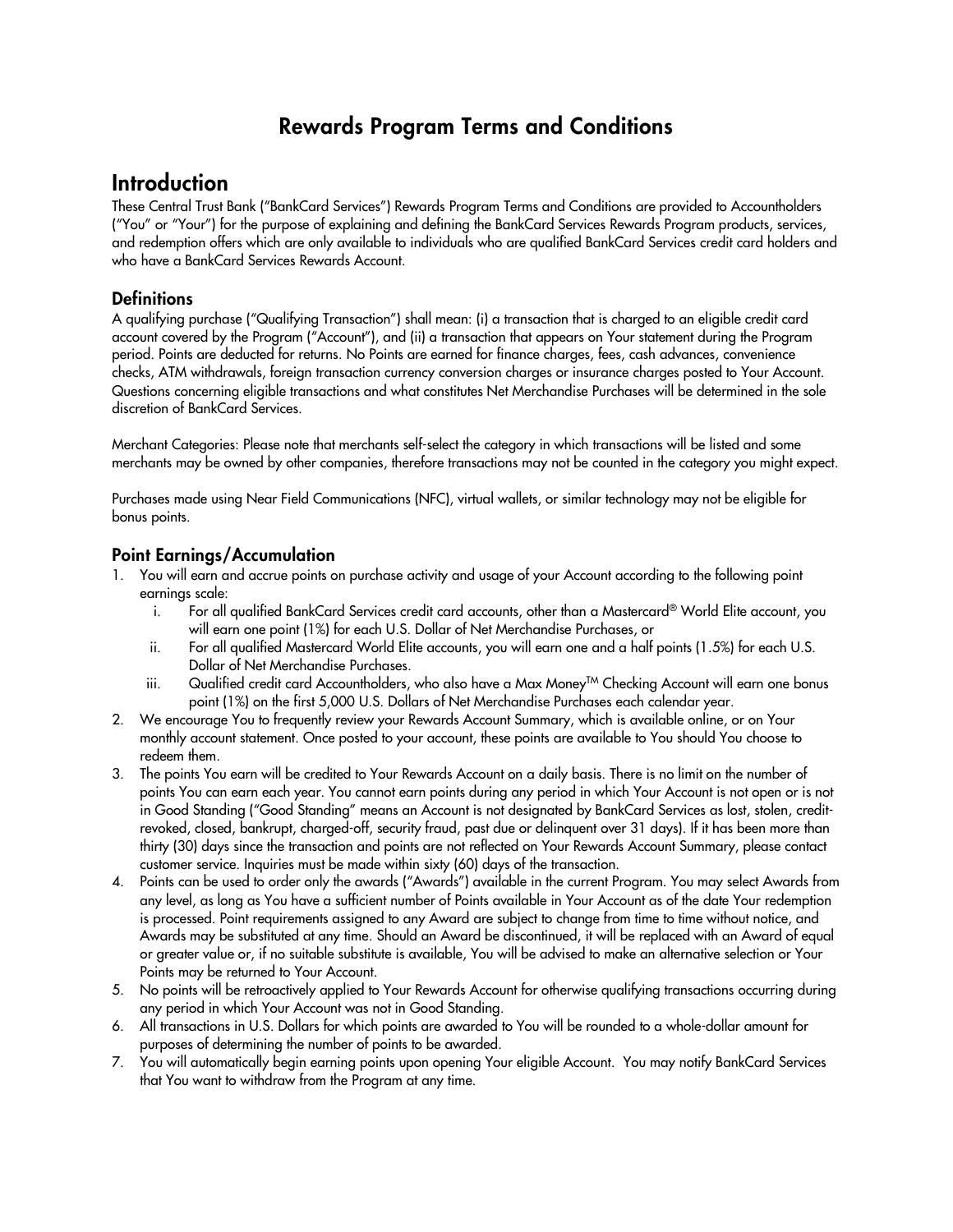# Rewards Program Terms and Conditions

## Introduction

These Central Trust Bank ("BankCard Services") Rewards Program Terms and Conditions are provided to Accountholders ("You" or "Your") for the purpose of explaining and defining the BankCard Services Rewards Program products, services, and redemption offers which are only available to individuals who are qualified BankCard Services credit card holders and who have a BankCard Services Rewards Account.

### Definitions

A qualifying purchase ("Qualifying Transaction") shall mean: (i) a transaction that is charged to an eligible credit card account covered by the Program ("Account"), and (ii) a transaction that appears on Your statement during the Program period. Points are deducted for returns. No Points are earned for finance charges, fees, cash advances, convenience checks, ATM withdrawals, foreign transaction currency conversion charges or insurance charges posted to Your Account. Questions concerning eligible transactions and what constitutes Net Merchandise Purchases will be determined in the sole discretion of BankCard Services.

Merchant Categories: Please note that merchants self-select the category in which transactions will be listed and some merchants may be owned by other companies, therefore transactions may not be counted in the category you might expect.

Purchases made using Near Field Communications (NFC), virtual wallets, or similar technology may not be eligible for bonus points.

### Point Earnings/Accumulation

1. You will earn and accrue points on purchase activity and usage of your Account according to the following point earnings scale:
   i. For all qualified BankCard Services credit card accounts, other than a Mastercard® World Elite account, you will earn one point (1%) for each U.S. Dollar of Net Merchandise Purchases, or
   ii. For all qualified Mastercard World Elite accounts, you will earn one and a half points (1.5%) for each U.S. Dollar of Net Merchandise Purchases.
   iii. Qualified credit card Accountholders, who also have a Max Money™ Checking Account will earn one bonus point (1%) on the first 5,000 U.S. Dollars of Net Merchandise Purchases each calendar year.
2. We encourage You to frequently review your Rewards Account Summary, which is available online, or on Your monthly account statement. Once posted to your account, these points are available to You should You choose to redeem them.
3. The points You earn will be credited to Your Rewards Account on a daily basis. There is no limit on the number of points You can earn each year. You cannot earn points during any period in which Your Account is not open or is not in Good Standing ("Good Standing" means an Account is not designated by BankCard Services as lost, stolen, credit-revoked, closed, bankrupt, charged-off, security fraud, past due or delinquent over 31 days). If it has been more than thirty (30) days since the transaction and points are not reflected on Your Rewards Account Summary, please contact customer service. Inquiries must be made within sixty (60) days of the transaction.
4. Points can be used to order only the awards ("Awards") available in the current Program. You may select Awards from any level, as long as You have a sufficient number of Points available in Your Account as of the date Your redemption is processed. Point requirements assigned to any Award are subject to change from time to time without notice, and Awards may be substituted at any time. Should an Award be discontinued, it will be replaced with an Award of equal or greater value or, if no suitable substitute is available, You will be advised to make an alternative selection or Your Points may be returned to Your Account.
5. No points will be retroactively applied to Your Rewards Account for otherwise qualifying transactions occurring during any period in which Your Account was not in Good Standing.
6. All transactions in U.S. Dollars for which points are awarded to You will be rounded to a whole-dollar amount for purposes of determining the number of points to be awarded.
7. You will automatically begin earning points upon opening Your eligible Account. You may notify BankCard Services that You want to withdraw from the Program at any time.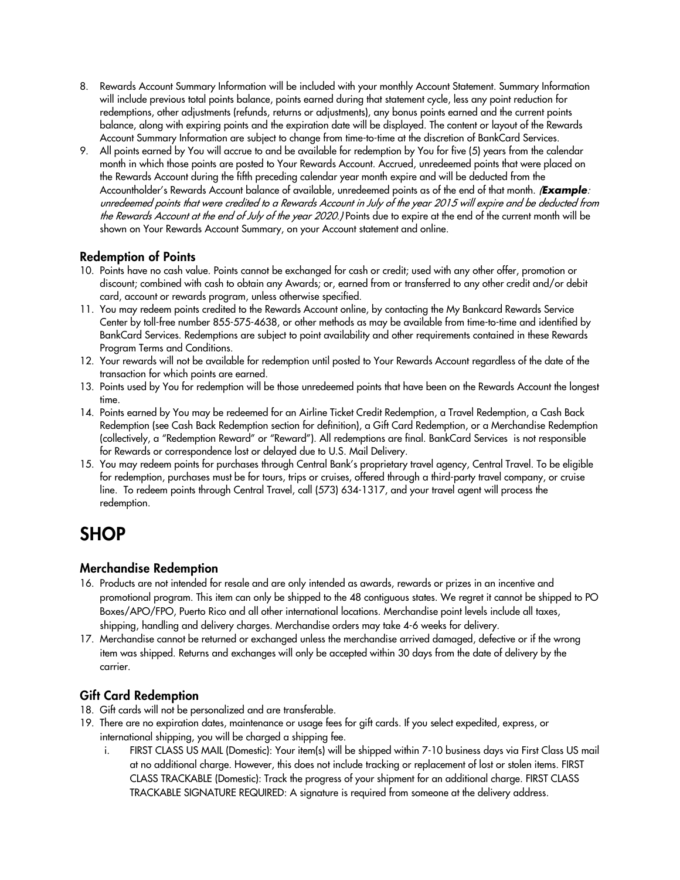8. Rewards Account Summary Information will be included with your monthly Account Statement. Summary Information will include previous total points balance, points earned during that statement cycle, less any point reduction for redemptions, other adjustments (refunds, returns or adjustments), any bonus points earned and the current points balance, along with expiring points and the expiration date will be displayed. The content or layout of the Rewards Account Summary Information are subject to change from time-to-time at the discretion of BankCard Services.
9. All points earned by You will accrue to and be available for redemption by You for five (5) years from the calendar month in which those points are posted to Your Rewards Account. Accrued, unredeemed points that were placed on the Rewards Account during the fifth preceding calendar year month expire and will be deducted from the Accountholder's Rewards Account balance of available, unredeemed points as of the end of that month. *(**Example**: unredeemed points that were credited to a Rewards Account in July of the year 2015 will expire and be deducted from the Rewards Account at the end of July of the year 2020.)* Points due to expire at the end of the current month will be shown on Your Rewards Account Summary, on your Account statement and online.

### Redemption of Points

10. Points have no cash value. Points cannot be exchanged for cash or credit; used with any other offer, promotion or discount; combined with cash to obtain any Awards; or, earned from or transferred to any other credit and/or debit card, account or rewards program, unless otherwise specified.
11. You may redeem points credited to the Rewards Account online, by contacting the My Bankcard Rewards Service Center by toll-free number 855-575-4638, or other methods as may be available from time-to-time and identified by BankCard Services. Redemptions are subject to point availability and other requirements contained in these Rewards Program Terms and Conditions.
12. Your rewards will not be available for redemption until posted to Your Rewards Account regardless of the date of the transaction for which points are earned.
13. Points used by You for redemption will be those unredeemed points that have been on the Rewards Account the longest time.
14. Points earned by You may be redeemed for an Airline Ticket Credit Redemption, a Travel Redemption, a Cash Back Redemption (see Cash Back Redemption section for definition), a Gift Card Redemption, or a Merchandise Redemption (collectively, a "Redemption Reward" or "Reward"). All redemptions are final. BankCard Services is not responsible for Rewards or correspondence lost or delayed due to U.S. Mail Delivery.
15. You may redeem points for purchases through Central Bank's proprietary travel agency, Central Travel. To be eligible for redemption, purchases must be for tours, trips or cruises, offered through a third-party travel company, or cruise line. To redeem points through Central Travel, call (573) 634-1317, and your travel agent will process the redemption.

## SHOP

### Merchandise Redemption

16. Products are not intended for resale and are only intended as awards, rewards or prizes in an incentive and promotional program. This item can only be shipped to the 48 contiguous states. We regret it cannot be shipped to PO Boxes/APO/FPO, Puerto Rico and all other international locations. Merchandise point levels include all taxes, shipping, handling and delivery charges. Merchandise orders may take 4-6 weeks for delivery.
17. Merchandise cannot be returned or exchanged unless the merchandise arrived damaged, defective or if the wrong item was shipped. Returns and exchanges will only be accepted within 30 days from the date of delivery by the carrier.

### Gift Card Redemption

18. Gift cards will not be personalized and are transferable.
19. There are no expiration dates, maintenance or usage fees for gift cards. If you select expedited, express, or international shipping, you will be charged a shipping fee.
    i. FIRST CLASS US MAIL (Domestic): Your item(s) will be shipped within 7-10 business days via First Class US mail at no additional charge. However, this does not include tracking or replacement of lost or stolen items. FIRST CLASS TRACKABLE (Domestic): Track the progress of your shipment for an additional charge. FIRST CLASS TRACKABLE SIGNATURE REQUIRED: A signature is required from someone at the delivery address.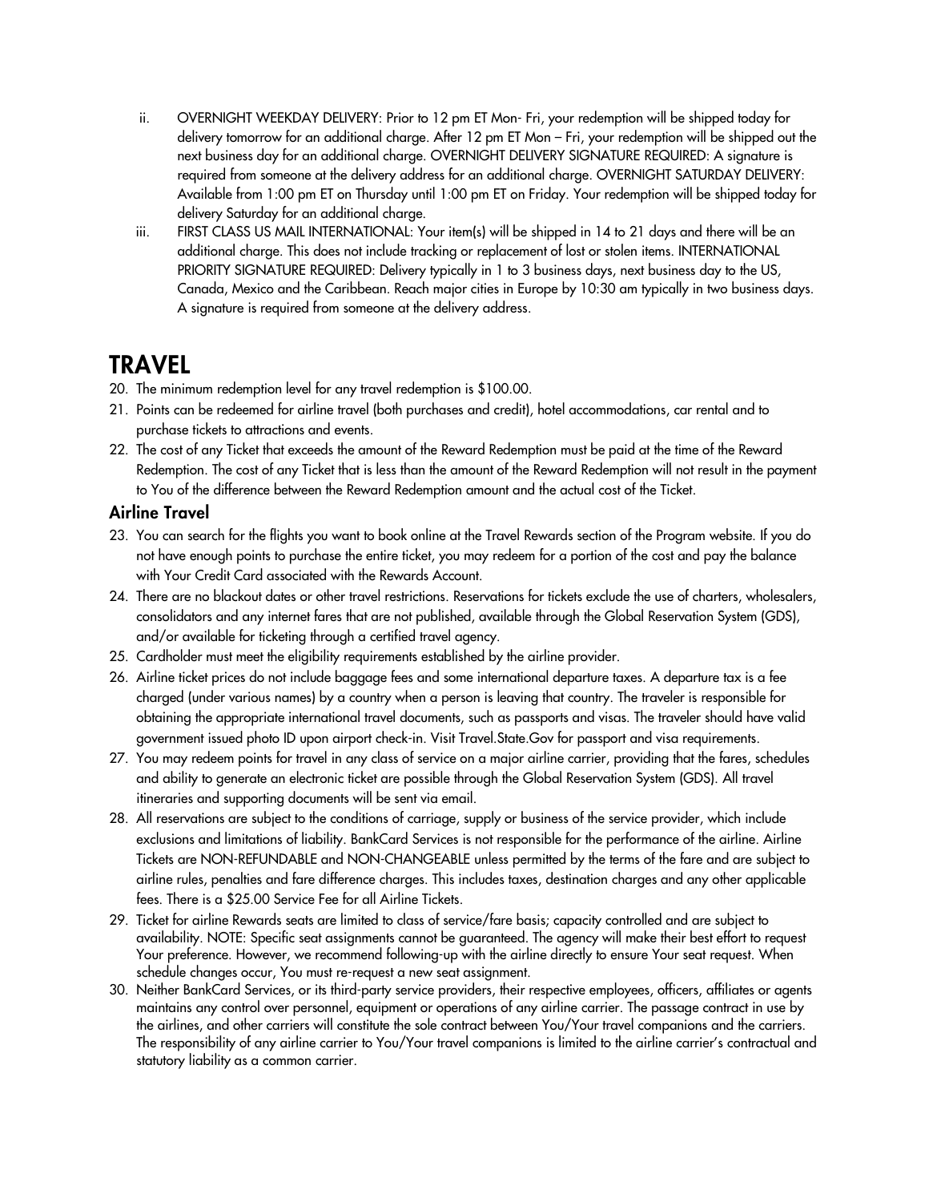ii. OVERNIGHT WEEKDAY DELIVERY: Prior to 12 pm ET Mon- Fri, your redemption will be shipped today for delivery tomorrow for an additional charge. After 12 pm ET Mon – Fri, your redemption will be shipped out the next business day for an additional charge. OVERNIGHT DELIVERY SIGNATURE REQUIRED: A signature is required from someone at the delivery address for an additional charge. OVERNIGHT SATURDAY DELIVERY: Available from 1:00 pm ET on Thursday until 1:00 pm ET on Friday. Your redemption will be shipped today for delivery Saturday for an additional charge.

iii. FIRST CLASS US MAIL INTERNATIONAL: Your item(s) will be shipped in 14 to 21 days and there will be an additional charge. This does not include tracking or replacement of lost or stolen items. INTERNATIONAL PRIORITY SIGNATURE REQUIRED: Delivery typically in 1 to 3 business days, next business day to the US, Canada, Mexico and the Caribbean. Reach major cities in Europe by 10:30 am typically in two business days. A signature is required from someone at the delivery address.

# TRAVEL

20. The minimum redemption level for any travel redemption is $100.00.
21. Points can be redeemed for airline travel (both purchases and credit), hotel accommodations, car rental and to purchase tickets to attractions and events.
22. The cost of any Ticket that exceeds the amount of the Reward Redemption must be paid at the time of the Reward Redemption. The cost of any Ticket that is less than the amount of the Reward Redemption will not result in the payment to You of the difference between the Reward Redemption amount and the actual cost of the Ticket.

## Airline Travel

23. You can search for the flights you want to book online at the Travel Rewards section of the Program website. If you do not have enough points to purchase the entire ticket, you may redeem for a portion of the cost and pay the balance with Your Credit Card associated with the Rewards Account.
24. There are no blackout dates or other travel restrictions. Reservations for tickets exclude the use of charters, wholesalers, consolidators and any internet fares that are not published, available through the Global Reservation System (GDS), and/or available for ticketing through a certified travel agency.
25. Cardholder must meet the eligibility requirements established by the airline provider.
26. Airline ticket prices do not include baggage fees and some international departure taxes. A departure tax is a fee charged (under various names) by a country when a person is leaving that country. The traveler is responsible for obtaining the appropriate international travel documents, such as passports and visas. The traveler should have valid government issued photo ID upon airport check-in. Visit Travel.State.Gov for passport and visa requirements.
27. You may redeem points for travel in any class of service on a major airline carrier, providing that the fares, schedules and ability to generate an electronic ticket are possible through the Global Reservation System (GDS). All travel itineraries and supporting documents will be sent via email.
28. All reservations are subject to the conditions of carriage, supply or business of the service provider, which include exclusions and limitations of liability. BankCard Services is not responsible for the performance of the airline. Airline Tickets are NON-REFUNDABLE and NON-CHANGEABLE unless permitted by the terms of the fare and are subject to airline rules, penalties and fare difference charges. This includes taxes, destination charges and any other applicable fees. There is a $25.00 Service Fee for all Airline Tickets.
29. Ticket for airline Rewards seats are limited to class of service/fare basis; capacity controlled and are subject to availability. NOTE: Specific seat assignments cannot be guaranteed. The agency will make their best effort to request Your preference. However, we recommend following-up with the airline directly to ensure Your seat request. When schedule changes occur, You must re-request a new seat assignment.
30. Neither BankCard Services, or its third-party service providers, their respective employees, officers, affiliates or agents maintains any control over personnel, equipment or operations of any airline carrier. The passage contract in use by the airlines, and other carriers will constitute the sole contract between You/Your travel companions and the carriers. The responsibility of any airline carrier to You/Your travel companions is limited to the airline carrier's contractual and statutory liability as a common carrier.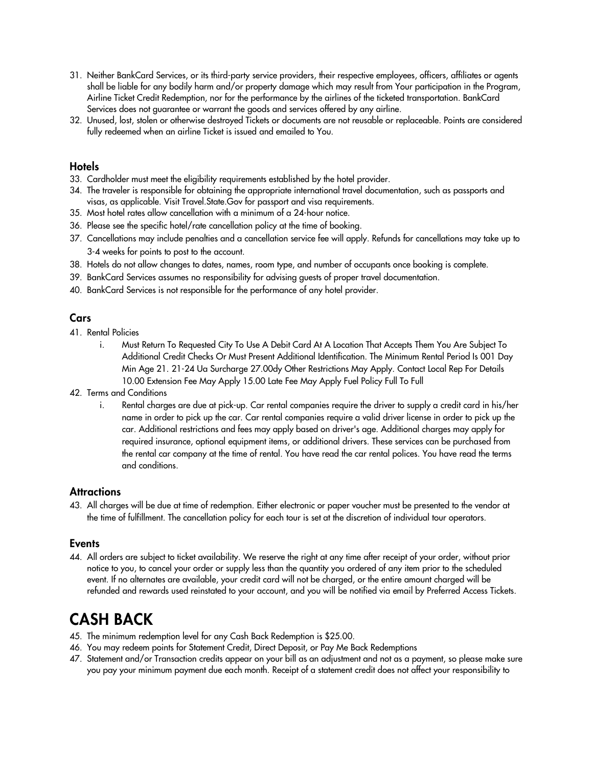31. Neither BankCard Services, or its third-party service providers, their respective employees, officers, affiliates or agents shall be liable for any bodily harm and/or property damage which may result from Your participation in the Program, Airline Ticket Credit Redemption, nor for the performance by the airlines of the ticketed transportation. BankCard Services does not guarantee or warrant the goods and services offered by any airline.
32. Unused, lost, stolen or otherwise destroyed Tickets or documents are not reusable or replaceable. Points are considered fully redeemed when an airline Ticket is issued and emailed to You.

### Hotels

33. Cardholder must meet the eligibility requirements established by the hotel provider.
34. The traveler is responsible for obtaining the appropriate international travel documentation, such as passports and visas, as applicable. Visit Travel.State.Gov for passport and visa requirements.
35. Most hotel rates allow cancellation with a minimum of a 24-hour notice.
36. Please see the specific hotel/rate cancellation policy at the time of booking.
37. Cancellations may include penalties and a cancellation service fee will apply. Refunds for cancellations may take up to 3-4 weeks for points to post to the account.
38. Hotels do not allow changes to dates, names, room type, and number of occupants once booking is complete.
39. BankCard Services assumes no responsibility for advising guests of proper travel documentation.
40. BankCard Services is not responsible for the performance of any hotel provider.

### Cars

41. Rental Policies
    i. Must Return To Requested City To Use A Debit Card At A Location That Accepts Them You Are Subject To Additional Credit Checks Or Must Present Additional Identification. The Minimum Rental Period Is 001 Day Min Age 21. 21-24 Ua Surcharge 27.00dy Other Restrictions May Apply. Contact Local Rep For Details 10.00 Extension Fee May Apply 15.00 Late Fee May Apply Fuel Policy Full To Full
42. Terms and Conditions
    i. Rental charges are due at pick-up. Car rental companies require the driver to supply a credit card in his/her name in order to pick up the car. Car rental companies require a valid driver license in order to pick up the car. Additional restrictions and fees may apply based on driver's age. Additional charges may apply for required insurance, optional equipment items, or additional drivers. These services can be purchased from the rental car company at the time of rental. You have read the car rental polices. You have read the terms and conditions.

### Attractions

43. All charges will be due at time of redemption. Either electronic or paper voucher must be presented to the vendor at the time of fulfillment. The cancellation policy for each tour is set at the discretion of individual tour operators.

### Events

44. All orders are subject to ticket availability. We reserve the right at any time after receipt of your order, without prior notice to you, to cancel your order or supply less than the quantity you ordered of any item prior to the scheduled event. If no alternates are available, your credit card will not be charged, or the entire amount charged will be refunded and rewards used reinstated to your account, and you will be notified via email by Preferred Access Tickets.

## CASH BACK

45. The minimum redemption level for any Cash Back Redemption is $25.00.
46. You may redeem points for Statement Credit, Direct Deposit, or Pay Me Back Redemptions
47. Statement and/or Transaction credits appear on your bill as an adjustment and not as a payment, so please make sure you pay your minimum payment due each month. Receipt of a statement credit does not affect your responsibility to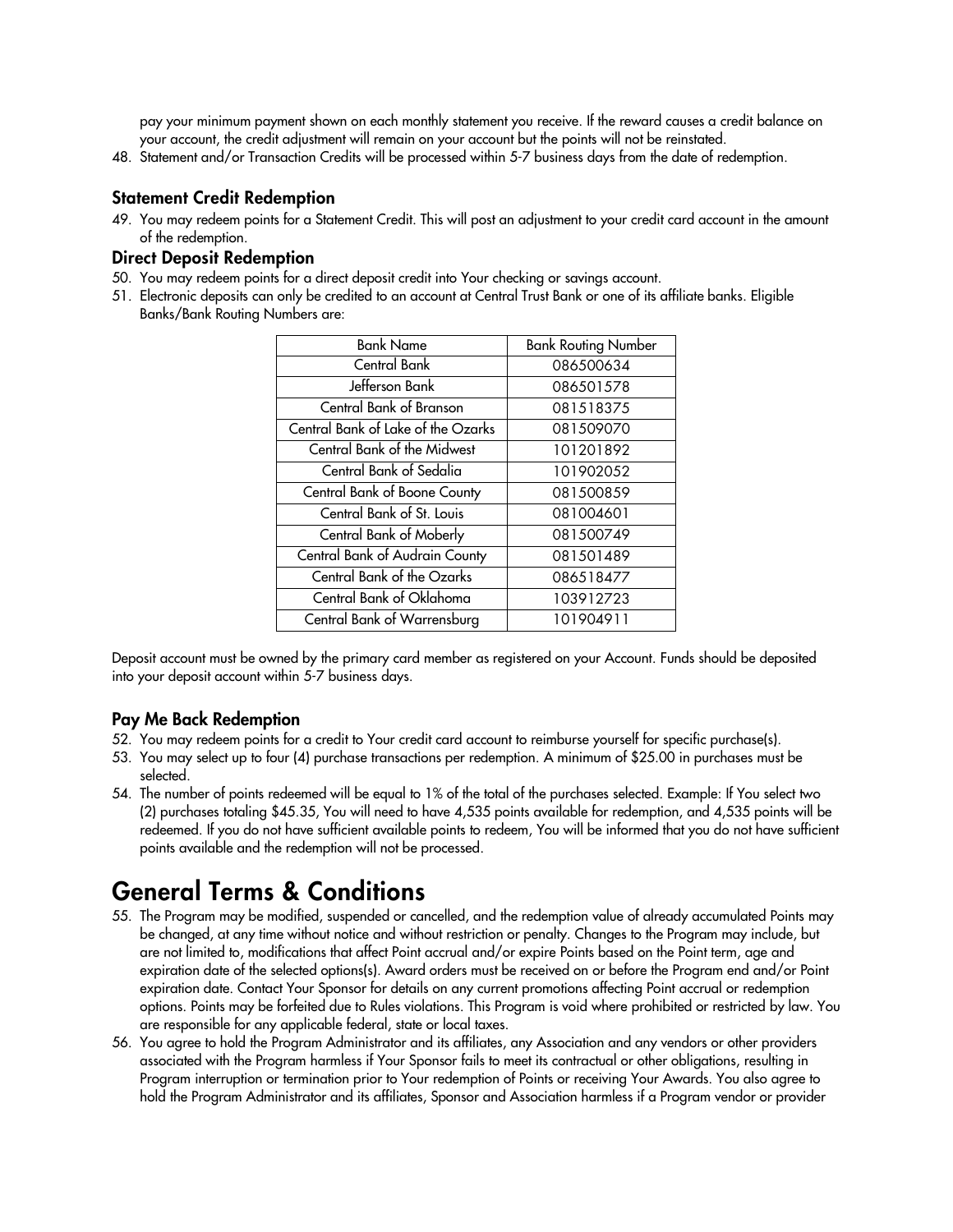pay your minimum payment shown on each monthly statement you receive. If the reward causes a credit balance on your account, the credit adjustment will remain on your account but the points will not be reinstated.

48. Statement and/or Transaction Credits will be processed within 5-7 business days from the date of redemption.

### Statement Credit Redemption

49. You may redeem points for a Statement Credit. This will post an adjustment to your credit card account in the amount of the redemption.

### Direct Deposit Redemption

50. You may redeem points for a direct deposit credit into Your checking or savings account.
51. Electronic deposits can only be credited to an account at Central Trust Bank or one of its affiliate banks. Eligible Banks/Bank Routing Numbers are:

| Bank Name | Bank Routing Number |
|---|---|
| Central Bank | 086500634 |
| Jefferson Bank | 086501578 |
| Central Bank of Branson | 081518375 |
| Central Bank of Lake of the Ozarks | 081509070 |
| Central Bank of the Midwest | 101201892 |
| Central Bank of Sedalia | 101902052 |
| Central Bank of Boone County | 081500859 |
| Central Bank of St. Louis | 081004601 |
| Central Bank of Moberly | 081500749 |
| Central Bank of Audrain County | 081501489 |
| Central Bank of the Ozarks | 086518477 |
| Central Bank of Oklahoma | 103912723 |
| Central Bank of Warrensburg | 101904911 |

Deposit account must be owned by the primary card member as registered on your Account. Funds should be deposited into your deposit account within 5-7 business days.

### Pay Me Back Redemption

52. You may redeem points for a credit to Your credit card account to reimburse yourself for specific purchase(s).
53. You may select up to four (4) purchase transactions per redemption. A minimum of $25.00 in purchases must be selected.
54. The number of points redeemed will be equal to 1% of the total of the purchases selected. Example: If You select two (2) purchases totaling $45.35, You will need to have 4,535 points available for redemption, and 4,535 points will be redeemed. If you do not have sufficient available points to redeem, You will be informed that you do not have sufficient points available and the redemption will not be processed.

# General Terms & Conditions

55. The Program may be modified, suspended or cancelled, and the redemption value of already accumulated Points may be changed, at any time without notice and without restriction or penalty. Changes to the Program may include, but are not limited to, modifications that affect Point accrual and/or expire Points based on the Point term, age and expiration date of the selected options(s). Award orders must be received on or before the Program end and/or Point expiration date. Contact Your Sponsor for details on any current promotions affecting Point accrual or redemption options. Points may be forfeited due to Rules violations. This Program is void where prohibited or restricted by law. You are responsible for any applicable federal, state or local taxes.
56. You agree to hold the Program Administrator and its affiliates, any Association and any vendors or other providers associated with the Program harmless if Your Sponsor fails to meet its contractual or other obligations, resulting in Program interruption or termination prior to Your redemption of Points or receiving Your Awards. You also agree to hold the Program Administrator and its affiliates, Sponsor and Association harmless if a Program vendor or provider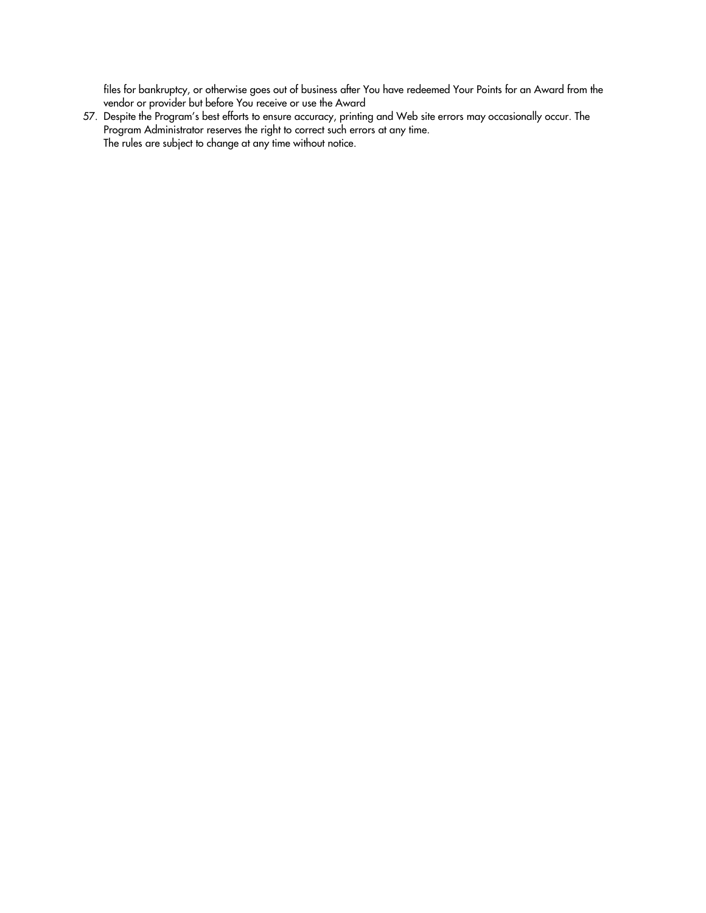files for bankruptcy, or otherwise goes out of business after You have redeemed Your Points for an Award from the vendor or provider but before You receive or use the Award

57. Despite the Program's best efforts to ensure accuracy, printing and Web site errors may occasionally occur. The Program Administrator reserves the right to correct such errors at any time.
    The rules are subject to change at any time without notice.